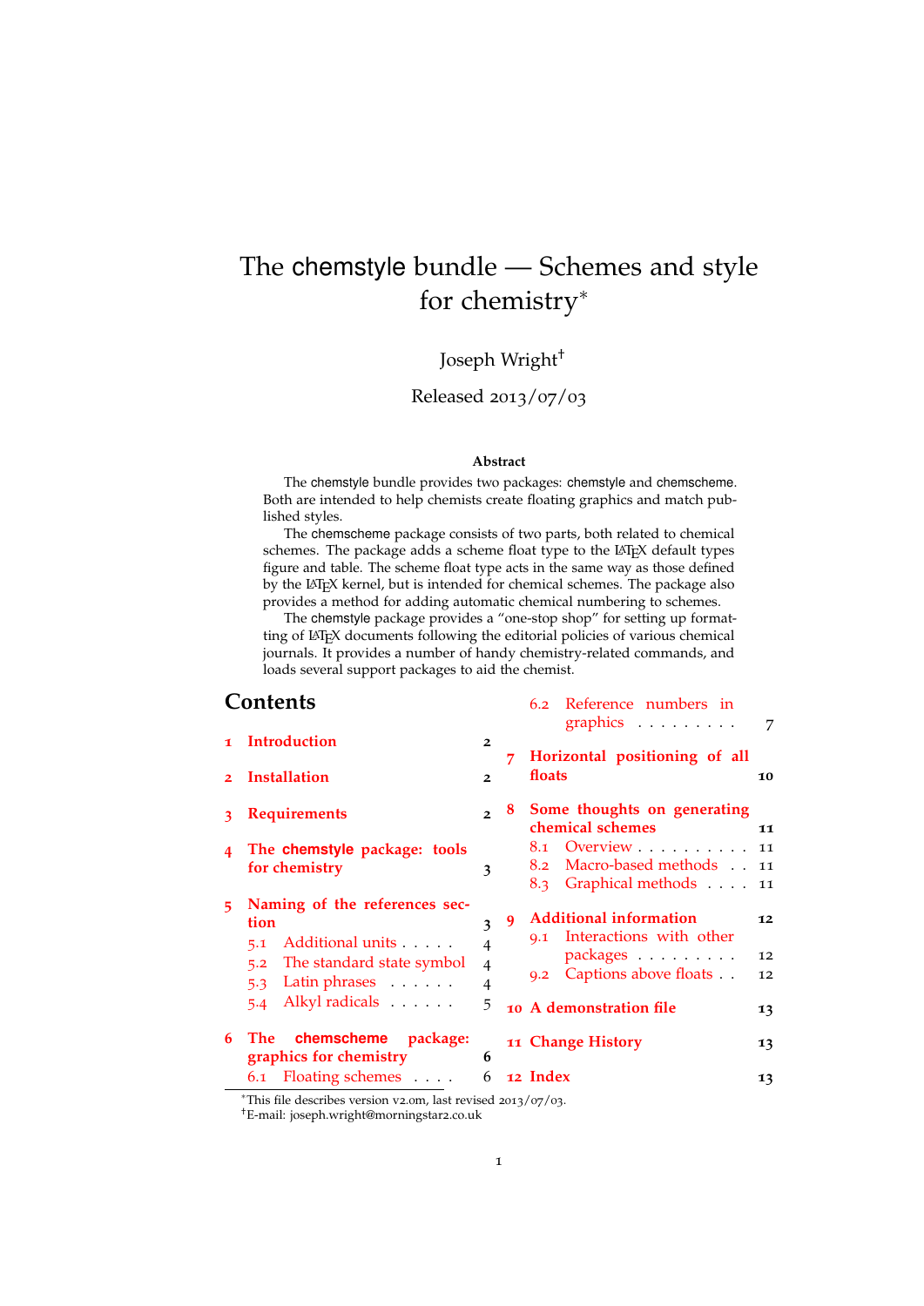# The chemstyle bundle — Schemes and style for chemistry*

Joseph Wright†

Released 2013/07/03

**Abstract**

The chemstyle bundle provides two packages: chemstyle and chemscheme. Both are intended to help chemists create floating graphics and match published styles.

The chemscheme package consists of two parts, both related to chemical schemes. The package adds a scheme float type to the LaTeX default types figure and table. The scheme float type acts in the same way as those defined by the LaTeX kernel, but is intended for chemical schemes. The package also provides a method for adding automatic chemical numbering to schemes.

The chemstyle package provides a "one-stop shop" for setting up formatting of LaTeX documents following the editorial policies of various chemical journals. It provides a number of handy chemistry-related commands, and loads several support packages to aid the chemist.

## Contents

- **1 Introduction** 2
- **2 Installation** 2
- **3 Requirements** 2
- **4 The chemstyle package: tools for chemistry** 3
- **5 Naming of the references section** 3
  - 5.1 Additional units 4
  - 5.2 The standard state symbol 4
  - 5.3 Latin phrases 4
  - 5.4 Alkyl radicals 5
- **6 The chemscheme package: graphics for chemistry** 6
  - 6.1 Floating schemes 6
  - 6.2 Reference numbers in graphics 7
- **7 Horizontal positioning of all floats** 10
- **8 Some thoughts on generating chemical schemes** 11
  - 8.1 Overview 11
  - 8.2 Macro-based methods 11
  - 8.3 Graphical methods 11
- **9 Additional information** 12
  - 9.1 Interactions with other packages 12
  - 9.2 Captions above floats 12
- **10 A demonstration file** 13
- **11 Change History** 13
- **12 Index** 13

---

*This file describes version v2.0m, last revised 2013/07/03.

†E-mail: joseph.wright@morningstar2.co.uk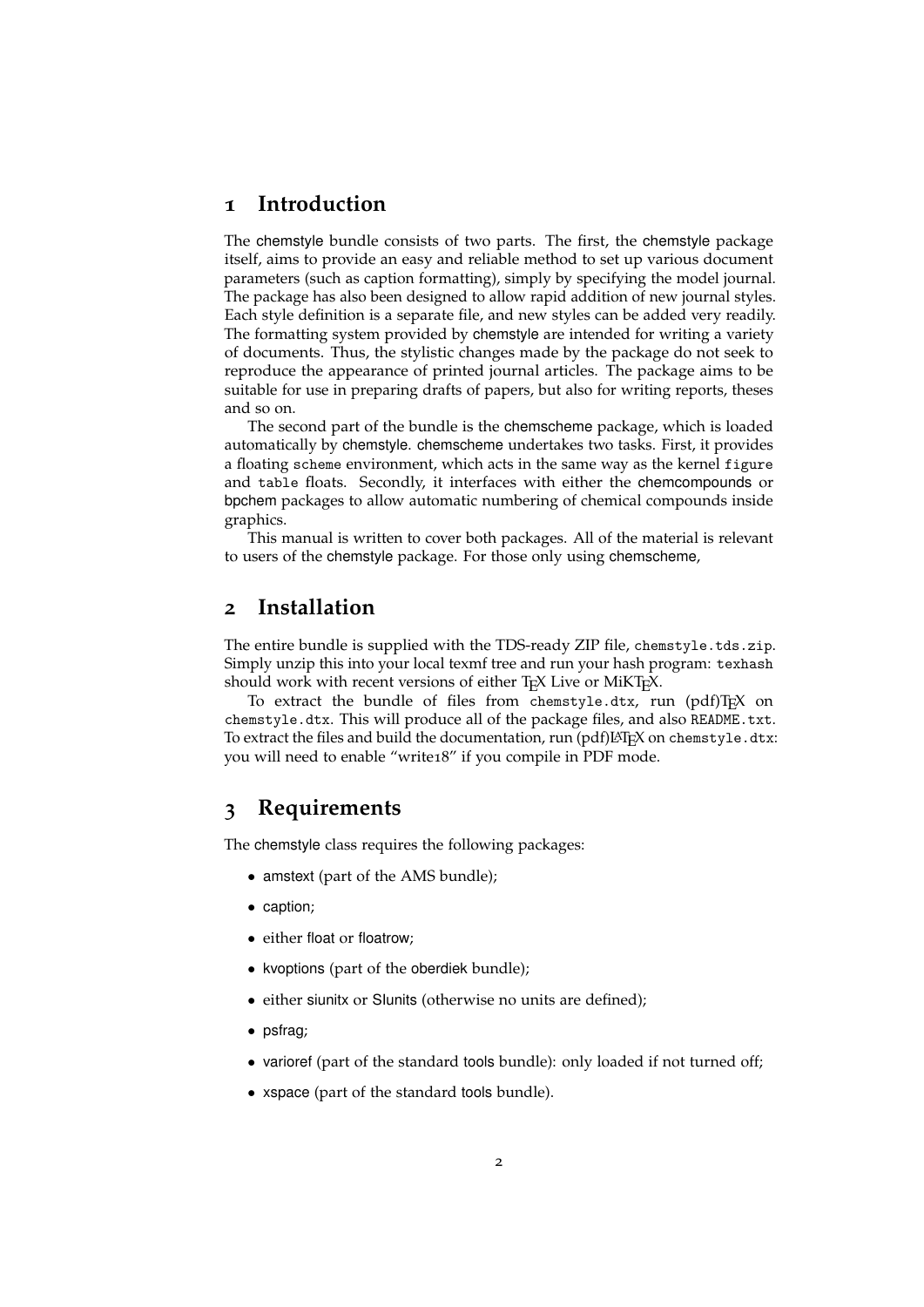## 1 Introduction

The chemstyle bundle consists of two parts. The first, the chemstyle package itself, aims to provide an easy and reliable method to set up various document parameters (such as caption formatting), simply by specifying the model journal. The package has also been designed to allow rapid addition of new journal styles. Each style definition is a separate file, and new styles can be added very readily. The formatting system provided by chemstyle are intended for writing a variety of documents. Thus, the stylistic changes made by the package do not seek to reproduce the appearance of printed journal articles. The package aims to be suitable for use in preparing drafts of papers, but also for writing reports, theses and so on.

The second part of the bundle is the chemscheme package, which is loaded automatically by chemstyle. chemscheme undertakes two tasks. First, it provides a floating `scheme` environment, which acts in the same way as the kernel `figure` and `table` floats. Secondly, it interfaces with either the chemcompounds or bpchem packages to allow automatic numbering of chemical compounds inside graphics.

This manual is written to cover both packages. All of the material is relevant to users of the chemstyle package. For those only using chemscheme,

## 2 Installation

The entire bundle is supplied with the TDS-ready ZIP file, `chemstyle.tds.zip`. Simply unzip this into your local texmf tree and run your hash program: `texhash` should work with recent versions of either TeX Live or MiKTeX.

To extract the bundle of files from `chemstyle.dtx`, run (pdf)TeX on `chemstyle.dtx`. This will produce all of the package files, and also `README.txt`. To extract the files and build the documentation, run (pdf)LaTeX on `chemstyle.dtx`: you will need to enable "write18" if you compile in PDF mode.

## 3 Requirements

The chemstyle class requires the following packages:

- amstext (part of the AMS bundle);
- caption;
- either float or floatrow;
- kvoptions (part of the oberdiek bundle);
- either siunitx or SIunits (otherwise no units are defined);
- psfrag;
- varioref (part of the standard tools bundle): only loaded if not turned off;
- xspace (part of the standard tools bundle).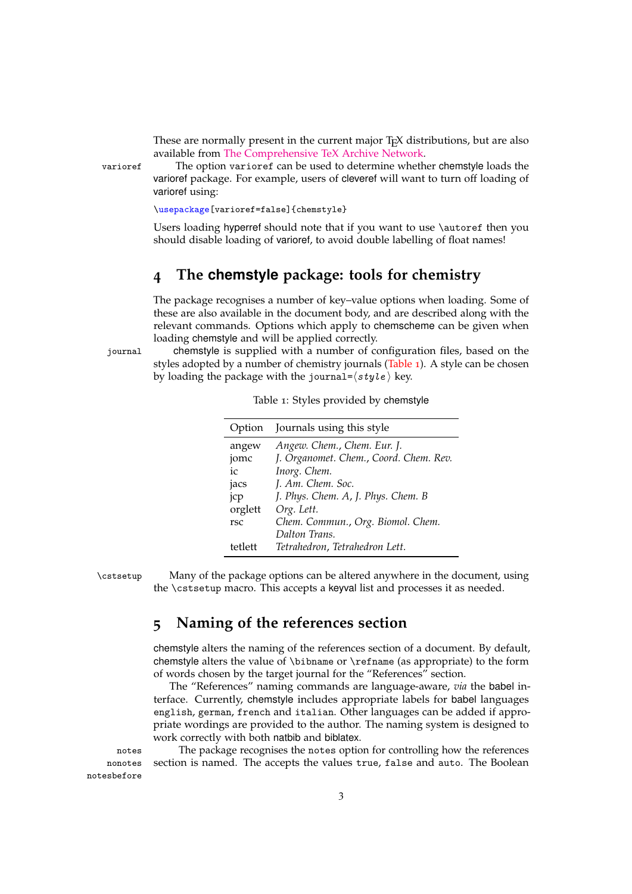These are normally present in the current major TeX distributions, but are also available from The Comprehensive TeX Archive Network.

varioref The option `varioref` can be used to determine whether chemstyle loads the varioref package. For example, users of cleveref will want to turn off loading of varioref using:

```
\usepackage[varioref=false]{chemstyle}
```

Users loading hyperref should note that if you want to use `\autoref` then you should disable loading of varioref, to avoid double labelling of float names!

## 4 The chemstyle package: tools for chemistry

The package recognises a number of key–value options when loading. Some of these are also available in the document body, and are described along with the relevant commands. Options which apply to chemscheme can be given when loading chemstyle and will be applied correctly.

journal chemstyle is supplied with a number of configuration files, based on the styles adopted by a number of chemistry journals (Table 1). A style can be chosen by loading the package with the `journal=`⟨*style*⟩ key.

Table 1: Styles provided by chemstyle

| Option | Journals using this style |
|---|---|
| angew | *Angew. Chem.*, *Chem. Eur. J.* |
| jomc | *J. Organomet. Chem.*, *Coord. Chem. Rev.* |
| ic | *Inorg. Chem.* |
| jacs | *J. Am. Chem. Soc.* |
| jcp | *J. Phys. Chem. A*, *J. Phys. Chem. B* |
| orglett | *Org. Lett.* |
| rsc | *Chem. Commun.*, *Org. Biomol. Chem.* *Dalton Trans.* |
| tetlett | *Tetrahedron*, *Tetrahedron Lett.* |

\cstsetup Many of the package options can be altered anywhere in the document, using the `\cstsetup` macro. This accepts a keyval list and processes it as needed.

## 5 Naming of the references section

chemstyle alters the naming of the references section of a document. By default, chemstyle alters the value of `\bibname` or `\refname` (as appropriate) to the form of words chosen by the target journal for the "References" section.

The "References" naming commands are language-aware, *via* the babel interface. Currently, chemstyle includes appropriate labels for babel languages `english`, `german`, `french` and `italian`. Other languages can be added if appropriate wordings are provided to the author. The naming system is designed to work correctly with both natbib and biblatex.

notes nonotes notesbefore The package recognises the `notes` option for controlling how the references section is named. The accepts the values `true`, `false` and `auto`. The Boolean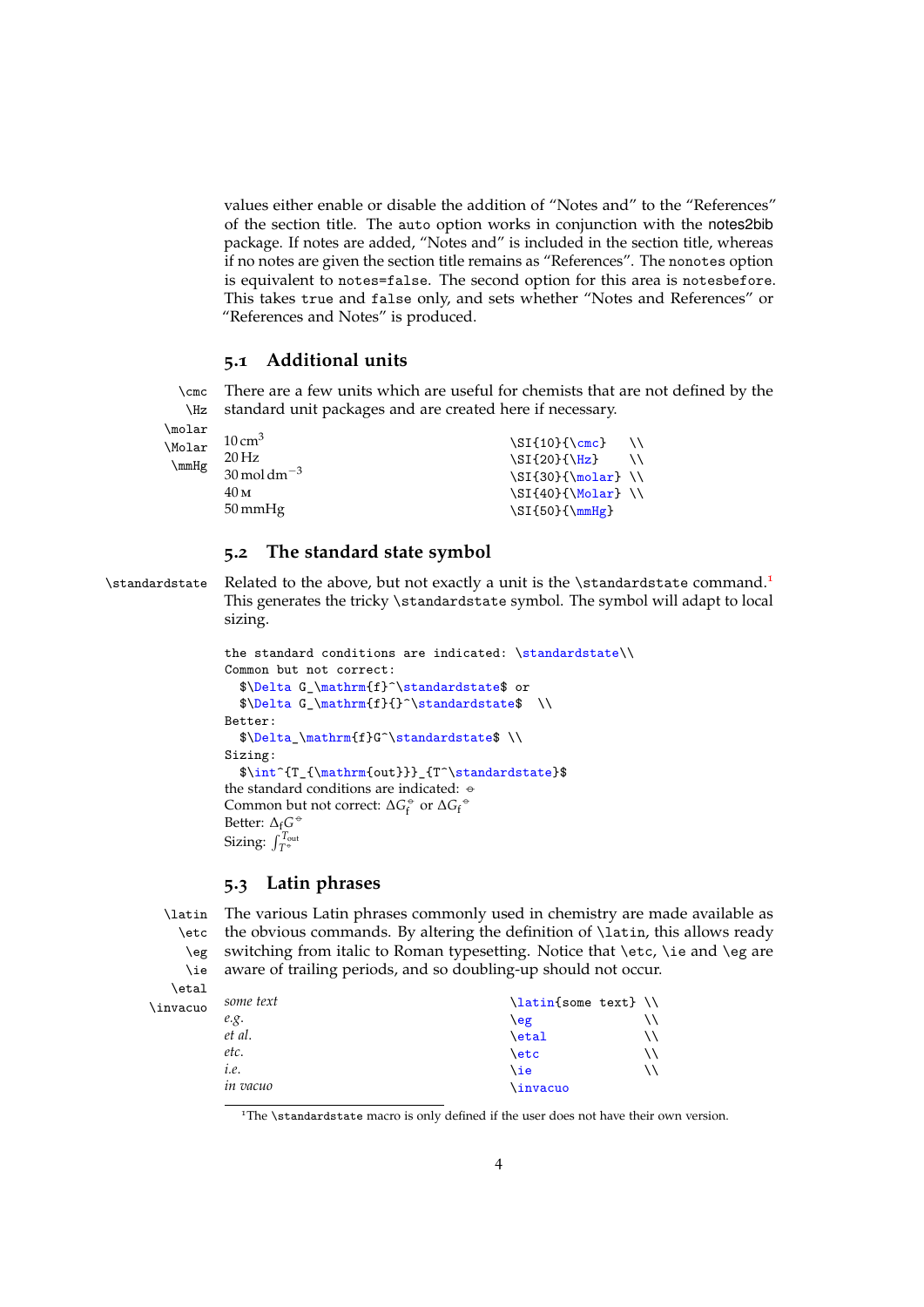values either enable or disable the addition of "Notes and" to the "References" of the section title. The auto option works in conjunction with the notes2bib package. If notes are added, "Notes and" is included in the section title, whereas if no notes are given the section title remains as "References". The nonotes option is equivalent to notes=false. The second option for this area is notesbefore. This takes true and false only, and sets whether "Notes and References" or "References and Notes" is produced.

## 5.1 Additional units

\cmc \Hz \molar \Molar \mmHg

There are a few units which are useful for chemists that are not defined by the standard unit packages and are created here if necessary.

| Output | Input |
|---|---|
| 10 $\mathrm{cm}^3$ | `\SI{10}{\cmc} \\` |
| 20 Hz | `\SI{20}{\Hz} \\` |
| 30 mol $\mathrm{dm}^{-3}$ | `\SI{30}{\molar} \\` |
| 40 M | `\SI{40}{\Molar} \\` |
| 50 mmHg | `\SI{50}{\mmHg}` |

## 5.2 The standard state symbol

\standardstate

Related to the above, but not exactly a unit is the \standardstate command.[1] This generates the tricky \standardstate symbol. The symbol will adapt to local sizing.

```
the standard conditions are indicated: \standardstate\\
Common but not correct:
  $\Delta G_\mathrm{f}^\standardstate$ or
  $\Delta G_\mathrm{f}{}^\standardstate$  \\
Better:
  $\Delta_\mathrm{f}G^\standardstate$ \\
Sizing:
  $\int^{T_{\mathrm{out}}}_{T^\standardstate}$
```

the standard conditions are indicated: ⦵
Common but not correct: $\Delta G_\mathrm{f}^{⦵}$ or $\Delta G_\mathrm{f}{}^{⦵}$
Better: $\Delta_\mathrm{f}G^{⦵}$
Sizing: $\int^{T_{\mathrm{out}}}_{T^{⦵}}$

## 5.3 Latin phrases

\latin \etc \eg \ie \etal \invacuo

The various Latin phrases commonly used in chemistry are made available as the obvious commands. By altering the definition of \latin, this allows ready switching from italic to Roman typesetting. Notice that \etc, \ie and \eg are aware of trailing periods, and so doubling-up should not occur.

| Output | Input |
|---|---|
| *some text* | `\latin{some text} \\` |
| *e.g.* | `\eg \\` |
| *et al.* | `\etal \\` |
| *etc.* | `\etc \\` |
| *i.e.* | `\ie \\` |
| *in vacuo* | `\invacuo` |

[1] The \standardstate macro is only defined if the user does not have their own version.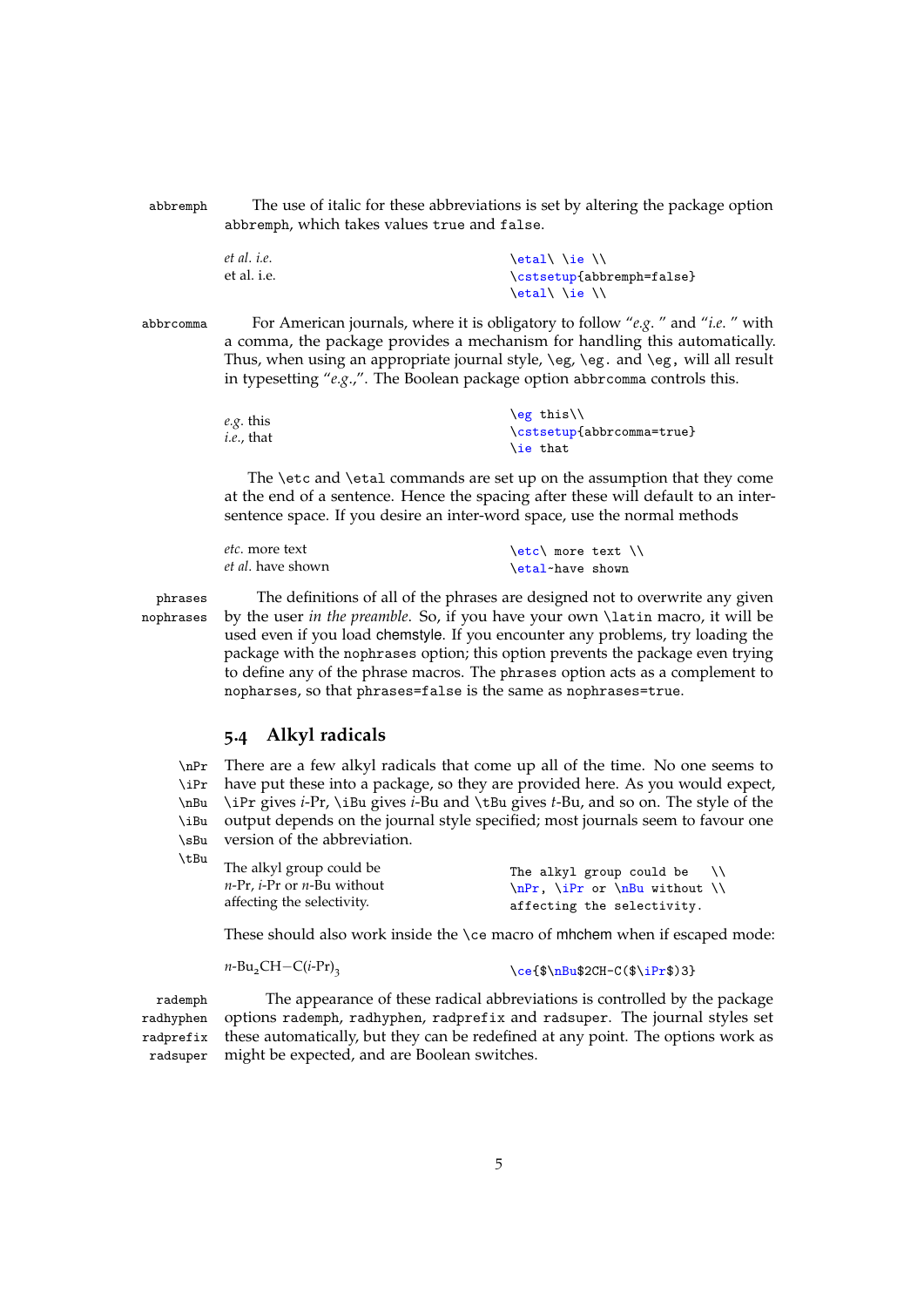abbremph

The use of italic for these abbreviations is set by altering the package option abbremph, which takes values true and false.

*et al. i.e.*
et al. i.e.

```
\etal\ \ie \\
\cstsetup{abbremph=false}
\etal\ \ie \\
```

abbrcomma

For American journals, where it is obligatory to follow "*e.g.* " and "*i.e.* " with a comma, the package provides a mechanism for handling this automatically. Thus, when using an appropriate journal style, \eg, \eg. and \eg, will all result in typesetting "*e.g.*,". The Boolean package option abbrcomma controls this.

*e.g.* this
*i.e.*, that

```
\eg this\\
\cstsetup{abbrcomma=true}
\ie that
```

The \etc and \etal commands are set up on the assumption that they come at the end of a sentence. Hence the spacing after these will default to an inter-sentence space. If you desire an inter-word space, use the normal methods

*etc.* more text
*et al.* have shown

```
\etc\ more text \\
\etal~have shown
```

phrases
nophrases

The definitions of all of the phrases are designed not to overwrite any given by the user *in the preamble*. So, if you have your own \latin macro, it will be used even if you load chemstyle. If you encounter any problems, try loading the package with the nophrases option; this option prevents the package even trying to define any of the phrase macros. The phrases option acts as a complement to nopharses, so that phrases=false is the same as nophrases=true.

## 5.4 Alkyl radicals

\nPr
\iPr
\nBu
\iBu
\sBu
\tBu

There are a few alkyl radicals that come up all of the time. No one seems to have put these into a package, so they are provided here. As you would expect, \iPr gives *i*-Pr, \iBu gives *i*-Bu and \tBu gives *t*-Bu, and so on. The style of the output depends on the journal style specified; most journals seem to favour one version of the abbreviation.

The alkyl group could be
*n*-Pr, *i*-Pr or *n*-Bu without
affecting the selectivity.

```
The alkyl group could be   \\
\nPr, \iPr or \nBu without \\
affecting the selectivity.
```

These should also work inside the \ce macro of mhchem when if escaped mode:

*n*-$Bu_2$CH−C(*i*-Pr)$_3$

```
\ce{$\nBu$2CH-C($\iPr$)3}
```

rademph
radhyphen
radprefix
radsuper

The appearance of these radical abbreviations is controlled by the package options rademph, radhyphen, radprefix and radsuper. The journal styles set these automatically, but they can be redefined at any point. The options work as might be expected, and are Boolean switches.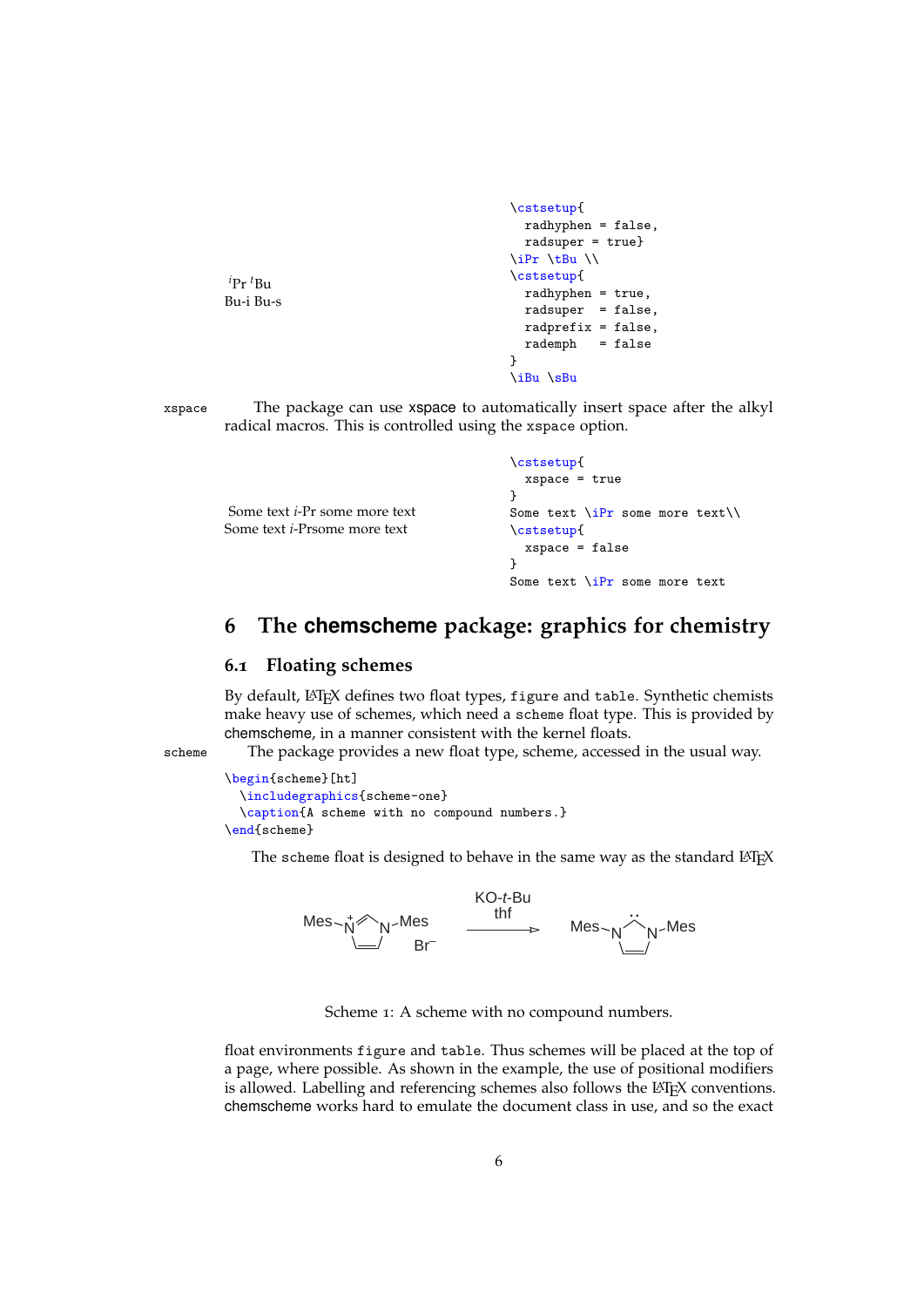$^{i}$Pr $^{t}$Bu
Bu-i Bu-s

```
\cstsetup{
  radhyphen = false,
  radsuper = true}
\iPr \tBu \\
\cstsetup{
  radhyphen = true,
  radsuper  = false,
  radprefix = false,
  rademph   = false
}
\iBu \sBu
```

xspace The package can use xspace to automatically insert space after the alkyl radical macros. This is controlled using the xspace option.

Some text *i*-Pr some more text
Some text *i*-Prsome more text

```
\cstsetup{
  xspace = true
}
Some text \iPr some more text\\
\cstsetup{
  xspace = false
}
Some text \iPr some more text
```

# 6 The chemscheme package: graphics for chemistry

## 6.1 Floating schemes

By default, LaTeX defines two float types, figure and table. Synthetic chemists make heavy use of schemes, which need a scheme float type. This is provided by chemscheme, in a manner consistent with the kernel floats.

scheme The package provides a new float type, scheme, accessed in the usual way.

```
\begin{scheme}[ht]
  \includegraphics{scheme-one}
  \caption{A scheme with no compound numbers.}
\end{scheme}
```

The scheme float is designed to behave in the same way as the standard LaTeX float environments figure and table. Thus schemes will be placed at the top of a page, where possible. As shown in the example, the use of positional modifiers is allowed. Labelling and referencing schemes also follows the LaTeX conventions. chemscheme works hard to emulate the document class in use, and so the exact

Scheme 1: A scheme with no compound numbers.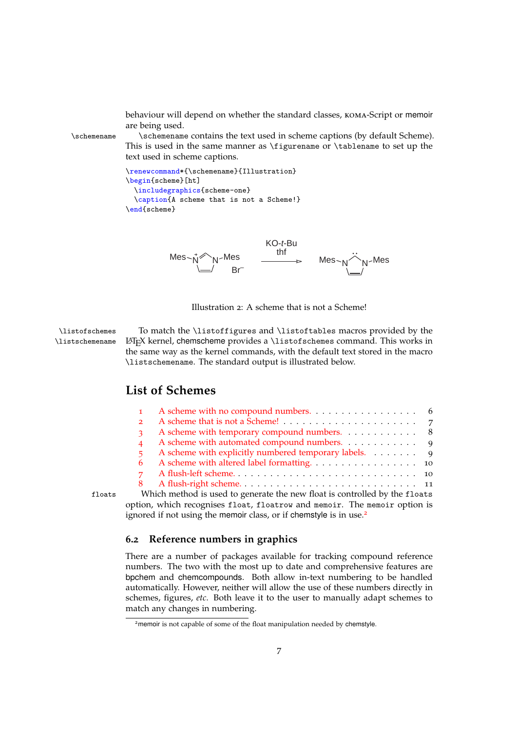behaviour will depend on whether the standard classes, KOMA-Script or memoir are being used.

\schemename

\schemename contains the text used in scheme captions (by default Scheme). This is used in the same manner as \figurename or \tablename to set up the text used in scheme captions.

```
\renewcommand*{\schemename}{Illustration}
\begin{scheme}[ht]
  \includegraphics{scheme-one}
  \caption{A scheme that is not a Scheme!}
\end{scheme}
```

Mes–N⁺–N–Mes Br⁻ —(KO-*t*-Bu, thf)→ Mes–N–N–Mes

Illustration 2: A scheme that is not a Scheme!

\listofschemes
\listschemename

To match the \listoffigures and \listoftables macros provided by the LaTeX kernel, chemscheme provides a \listofschemes command. This works in the same way as the kernel commands, with the default text stored in the macro \listschemename. The standard output is illustrated below.

## List of Schemes

1 A scheme with no compound numbers. . . . . . . 6
2 A scheme that is not a Scheme! . . . . . . . 7
3 A scheme with temporary compound numbers. . . . . . . 8
4 A scheme with automated compound numbers. . . . . . . 9
5 A scheme with explicitly numbered temporary labels. . . . . . . 9
6 A scheme with altered label formatting. . . . . . . 10
7 A flush-left scheme. . . . . . . 10
8 A flush-right scheme. . . . . . . 11

floats

Which method is used to generate the new float is controlled by the floats option, which recognises float, floatrow and memoir. The memoir option is ignored if not using the memoir class, or if chemstyle is in use.[2]

### 6.2 Reference numbers in graphics

There are a number of packages available for tracking compound reference numbers. The two with the most up to date and comprehensive features are bpchem and chemcompounds. Both allow in-text numbering to be handled automatically. However, neither will allow the use of these numbers directly in schemes, figures, *etc.* Both leave it to the user to manually adapt schemes to match any changes in numbering.

[2] memoir is not capable of some of the float manipulation needed by chemstyle.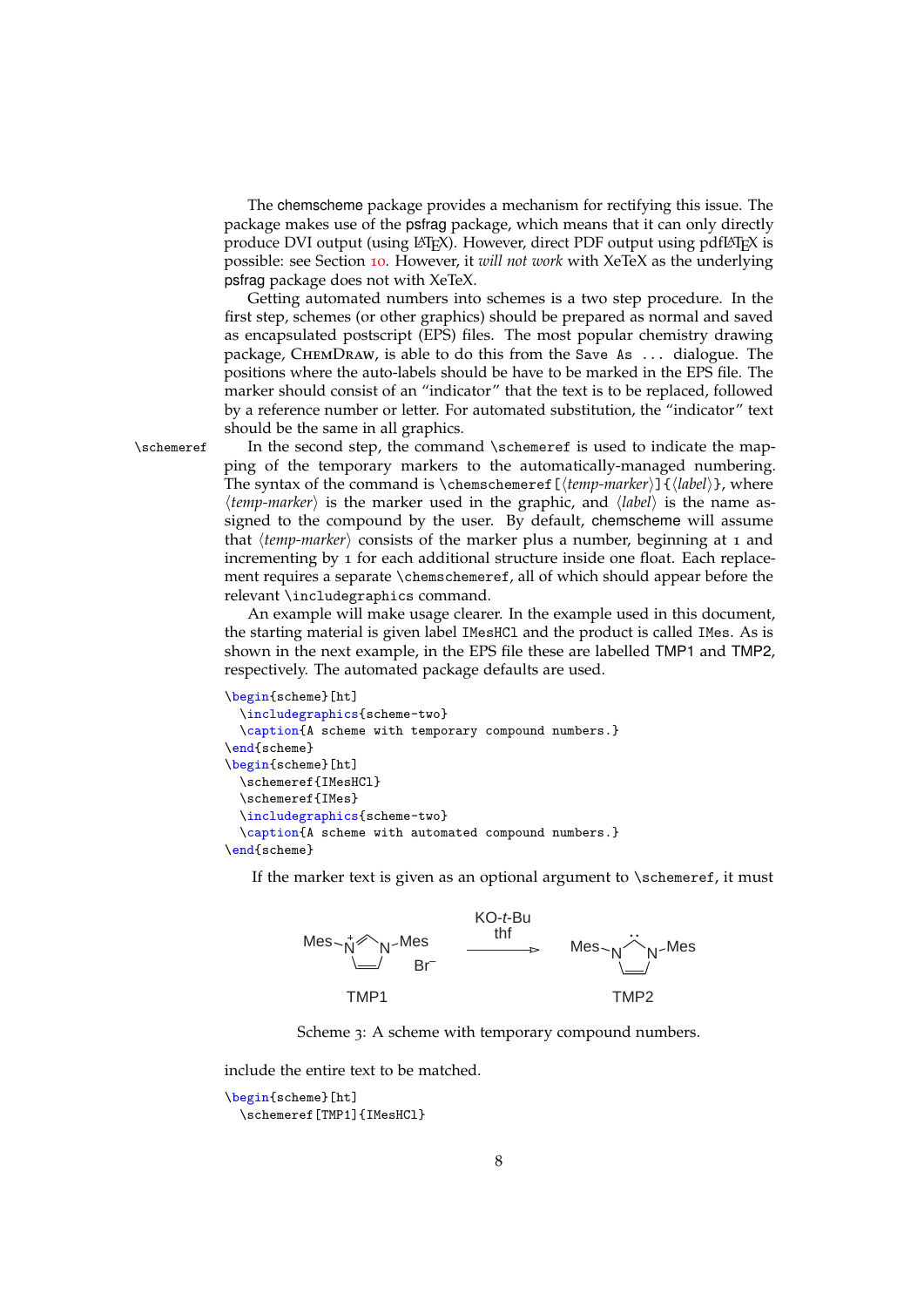The chemscheme package provides a mechanism for rectifying this issue. The package makes use of the psfrag package, which means that it can only directly produce DVI output (using LaTeX). However, direct PDF output using pdfLaTeX is possible: see Section 10. However, it *will not work* with XeTeX as the underlying psfrag package does not with XeTeX.

Getting automated numbers into schemes is a two step procedure. In the first step, schemes (or other graphics) should be prepared as normal and saved as encapsulated postscript (EPS) files. The most popular chemistry drawing package, ChemDraw, is able to do this from the `Save As ...` dialogue. The positions where the auto-labels should be have to be marked in the EPS file. The marker should consist of an "indicator" that the text is to be replaced, followed by a reference number or letter. For automated substitution, the "indicator" text should be the same in all graphics.

`\schemeref` In the second step, the command `\schemeref` is used to indicate the mapping of the temporary markers to the automatically-managed numbering. The syntax of the command is `\chemschemeref[⟨temp-marker⟩]{⟨label⟩}`, where ⟨*temp-marker*⟩ is the marker used in the graphic, and ⟨*label*⟩ is the name assigned to the compound by the user. By default, chemscheme will assume that ⟨*temp-marker*⟩ consists of the marker plus a number, beginning at 1 and incrementing by 1 for each additional structure inside one float. Each replacement requires a separate `\chemschemeref`, all of which should appear before the relevant `\includegraphics` command.

An example will make usage clearer. In the example used in this document, the starting material is given label `IMesHCl` and the product is called `IMes`. As is shown in the next example, in the EPS file these are labelled TMP1 and TMP2, respectively. The automated package defaults are used.

```
\begin{scheme}[ht]
  \includegraphics{scheme-two}
  \caption{A scheme with temporary compound numbers.}
\end{scheme}
\begin{scheme}[ht]
  \schemeref{IMesHCl}
  \schemeref{IMes}
  \includegraphics{scheme-two}
  \caption{A scheme with automated compound numbers.}
\end{scheme}
```

If the marker text is given as an optional argument to `\schemeref`, it must include the entire text to be matched.

Scheme 3: A scheme with temporary compound numbers.

```
\begin{scheme}[ht]
  \schemeref[TMP1]{IMesHCl}
```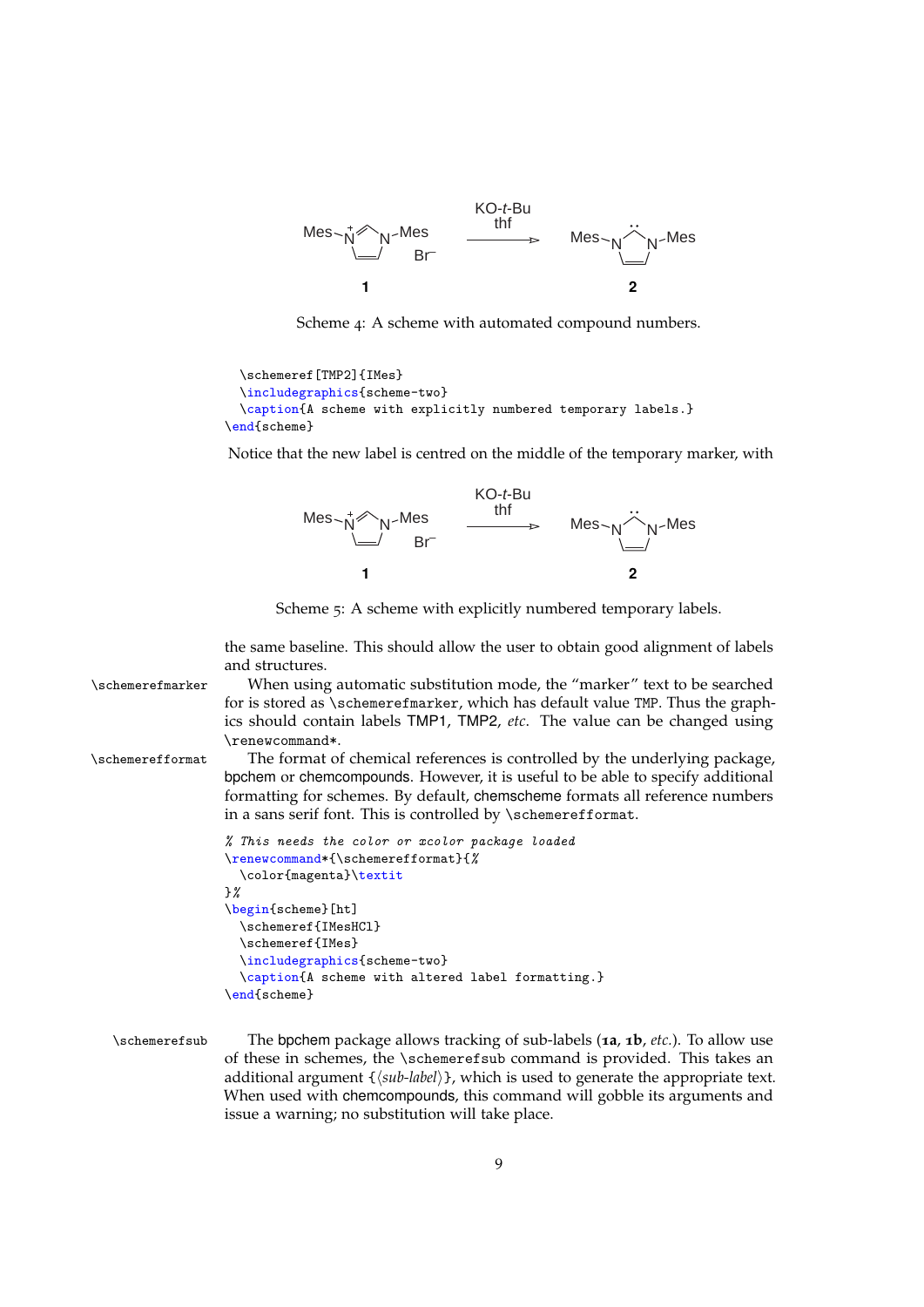Mes-N⁺ N-Mes Br⁻ →(KO-*t*-Bu, thf) Mes-N N-Mes

**1** **2**

Scheme 4: A scheme with automated compound numbers.

```
  \schemeref[TMP2]{IMes}
  \includegraphics{scheme-two}
  \caption{A scheme with explicitly numbered temporary labels.}
\end{scheme}
```

Notice that the new label is centred on the middle of the temporary marker, with

Mes-N⁺ N-Mes Br⁻ →(KO-*t*-Bu, thf) Mes-N N-Mes

**1** **2**

Scheme 5: A scheme with explicitly numbered temporary labels.

the same baseline. This should allow the user to obtain good alignment of labels and structures.

`\schemerefmarker` When using automatic substitution mode, the "marker" text to be searched for is stored as `\schemerefmarker`, which has default value `TMP`. Thus the graphics should contain labels TMP1, TMP2, *etc*. The value can be changed using `\renewcommand*`.

`\schemerefformat` The format of chemical references is controlled by the underlying package, bpchem or chemcompounds. However, it is useful to be able to specify additional formatting for schemes. By default, chemscheme formats all reference numbers in a sans serif font. This is controlled by `\schemerefformat`.

```
% This needs the color or xcolor package loaded
\renewcommand*{\schemerefformat}{%
  \color{magenta}\textit
}%
\begin{scheme}[ht]
  \schemeref{IMesHCl}
  \schemeref{IMes}
  \includegraphics{scheme-two}
  \caption{A scheme with altered label formatting.}
\end{scheme}
```

`\schemerefsub` The bpchem package allows tracking of sub-labels (**1a**, **1b**, *etc.*). To allow use of these in schemes, the `\schemerefsub` command is provided. This takes an additional argument {⟨*sub-label*⟩}, which is used to generate the appropriate text. When used with chemcompounds, this command will gobble its arguments and issue a warning; no substitution will take place.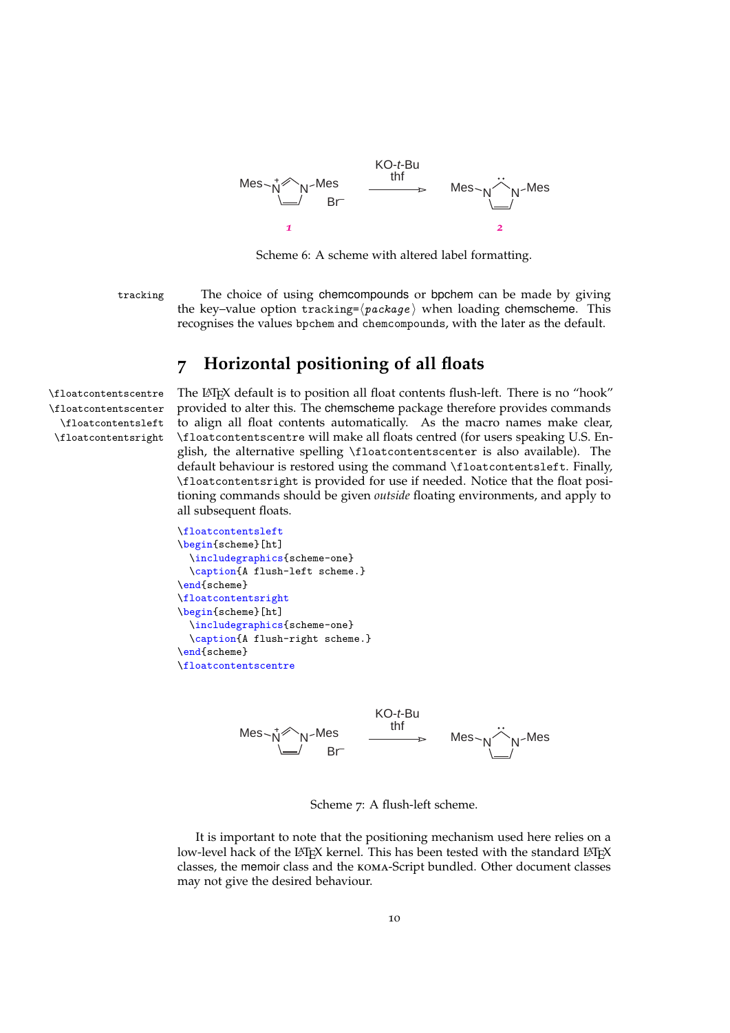Scheme 6: A scheme with altered label formatting.

tracking

The choice of using chemcompounds or bpchem can be made by giving the key–value option tracking=⟨*package*⟩ when loading chemscheme. This recognises the values bpchem and chemcompounds, with the later as the default.

# 7 Horizontal positioning of all floats

\floatcontentscentre
\floatcontentscenter
\floatcontentsleft
\floatcontentsright

The LaTeX default is to position all float contents flush-left. There is no "hook" provided to alter this. The chemscheme package therefore provides commands to align all float contents automatically. As the macro names make clear, \floatcontentscentre will make all floats centred (for users speaking U.S. English, the alternative spelling \floatcontentscenter is also available). The default behaviour is restored using the command \floatcontentsleft. Finally, \floatcontentsright is provided for use if needed. Notice that the float positioning commands should be given *outside* floating environments, and apply to all subsequent floats.

```
\floatcontentsleft
\begin{scheme}[ht]
  \includegraphics{scheme-one}
  \caption{A flush-left scheme.}
\end{scheme}
\floatcontentsright
\begin{scheme}[ht]
  \includegraphics{scheme-one}
  \caption{A flush-right scheme.}
\end{scheme}
\floatcontentscentre
```

Scheme 7: A flush-left scheme.

It is important to note that the positioning mechanism used here relies on a low-level hack of the LaTeX kernel. This has been tested with the standard LaTeX classes, the memoir class and the KOMA-Script bundled. Other document classes may not give the desired behaviour.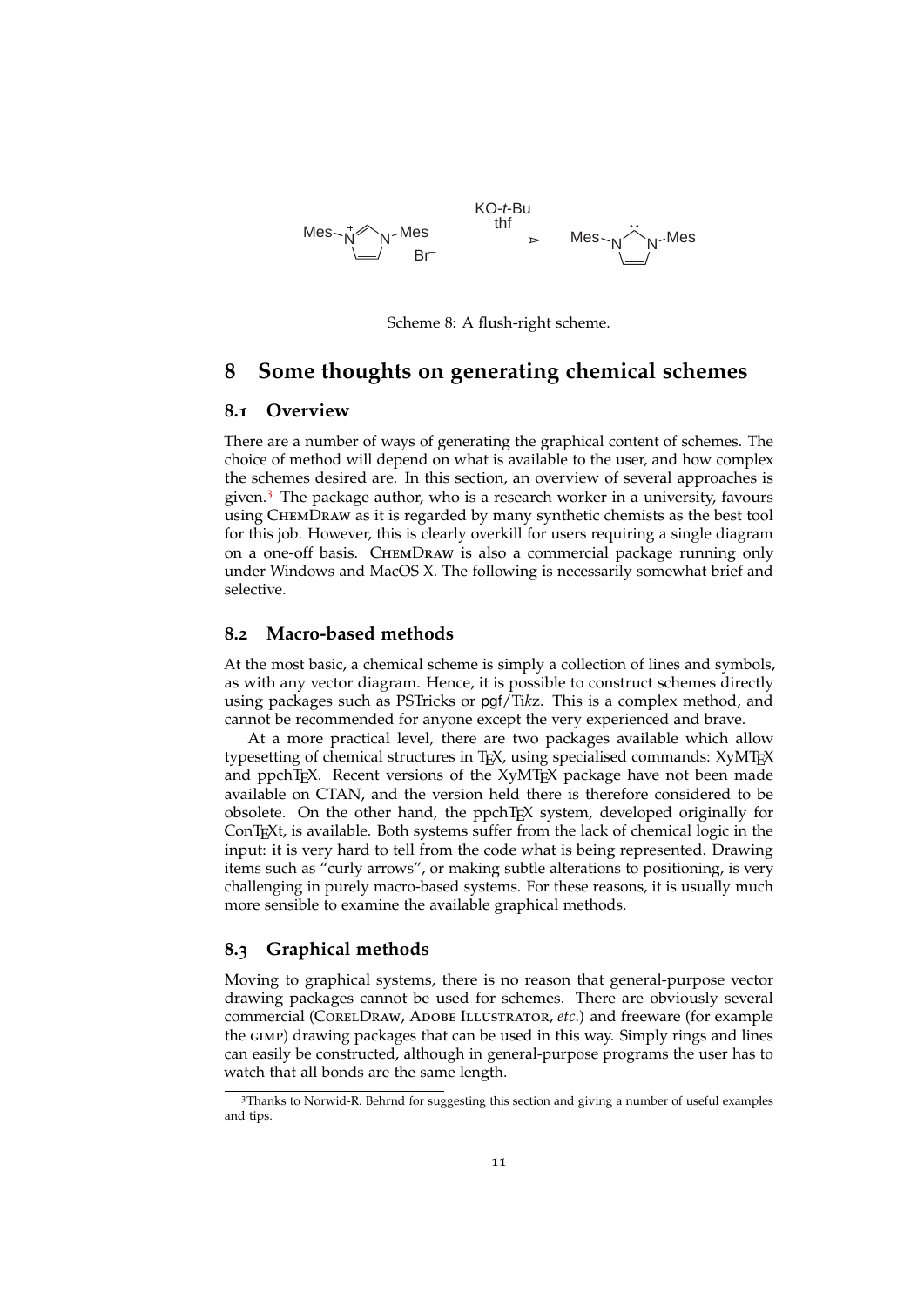Scheme 8: A flush-right scheme.

# 8 Some thoughts on generating chemical schemes

## 8.1 Overview

There are a number of ways of generating the graphical content of schemes. The choice of method will depend on what is available to the user, and how complex the schemes desired are. In this section, an overview of several approaches is given.[3] The package author, who is a research worker in a university, favours using ChemDraw as it is regarded by many synthetic chemists as the best tool for this job. However, this is clearly overkill for users requiring a single diagram on a one-off basis. ChemDraw is also a commercial package running only under Windows and MacOS X. The following is necessarily somewhat brief and selective.

## 8.2 Macro-based methods

At the most basic, a chemical scheme is simply a collection of lines and symbols, as with any vector diagram. Hence, it is possible to construct schemes directly using packages such as PSTricks or pgf/Ti*k*z. This is a complex method, and cannot be recommended for anyone except the very experienced and brave.

At a more practical level, there are two packages available which allow typesetting of chemical structures in TeX, using specialised commands: XyMTeX and ppchTeX. Recent versions of the XyMTeX package have not been made available on CTAN, and the version held there is therefore considered to be obsolete. On the other hand, the ppchTeX system, developed originally for ConTeXt, is available. Both systems suffer from the lack of chemical logic in the input: it is very hard to tell from the code what is being represented. Drawing items such as "curly arrows", or making subtle alterations to positioning, is very challenging in purely macro-based systems. For these reasons, it is usually much more sensible to examine the available graphical methods.

## 8.3 Graphical methods

Moving to graphical systems, there is no reason that general-purpose vector drawing packages cannot be used for schemes. There are obviously several commercial (CorelDraw, Adobe Illustrator, *etc.*) and freeware (for example the gimp) drawing packages that can be used in this way. Simply rings and lines can easily be constructed, although in general-purpose programs the user has to watch that all bonds are the same length.

[3] Thanks to Norwid-R. Behrnd for suggesting this section and giving a number of useful examples and tips.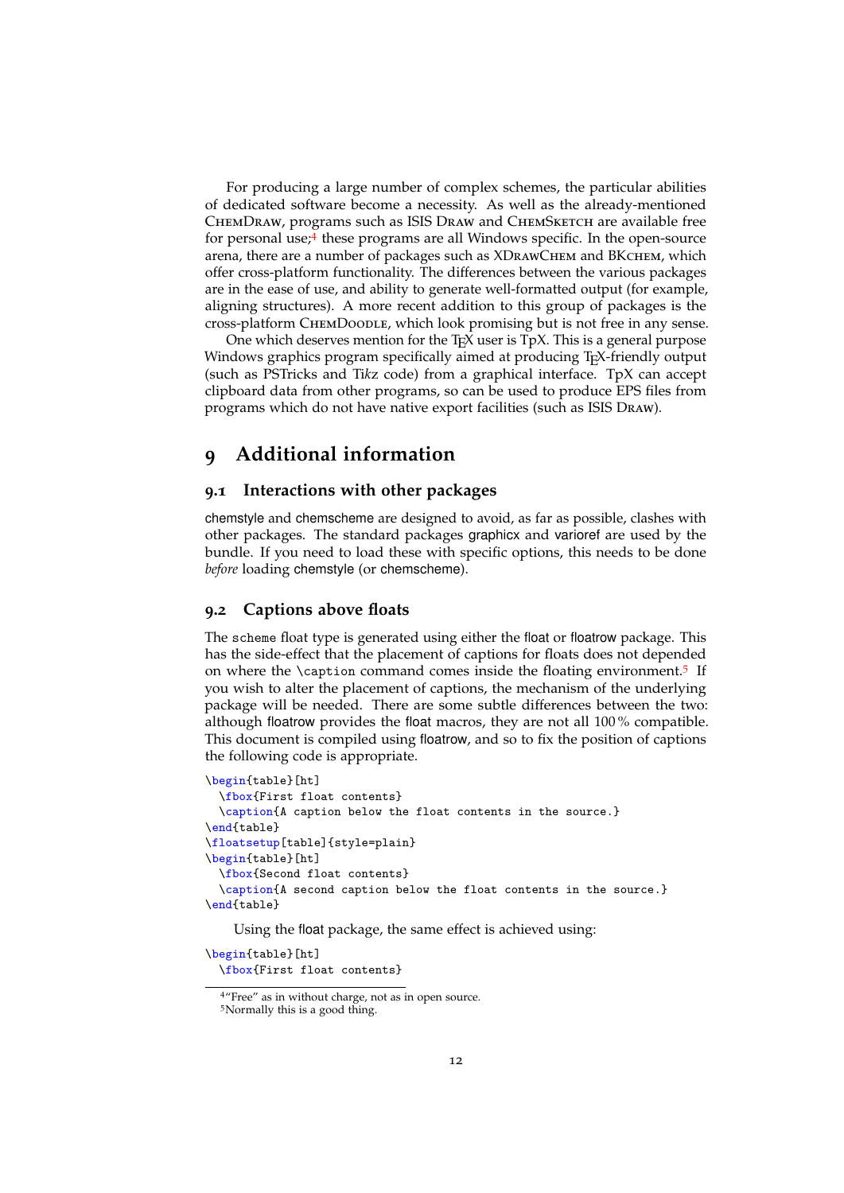For producing a large number of complex schemes, the particular abilities of dedicated software become a necessity. As well as the already-mentioned ChemDraw, programs such as ISIS Draw and ChemSketch are available free for personal use;[4] these programs are all Windows specific. In the open-source arena, there are a number of packages such as XDrawChem and BKchem, which offer cross-platform functionality. The differences between the various packages are in the ease of use, and ability to generate well-formatted output (for example, aligning structures). A more recent addition to this group of packages is the cross-platform ChemDoodle, which look promising but is not free in any sense.

One which deserves mention for the TeX user is TpX. This is a general purpose Windows graphics program specifically aimed at producing TeX-friendly output (such as PSTricks and Ti*k*z code) from a graphical interface. TpX can accept clipboard data from other programs, so can be used to produce EPS files from programs which do not have native export facilities (such as ISIS Draw).

# 9 Additional information

## 9.1 Interactions with other packages

chemstyle and chemscheme are designed to avoid, as far as possible, clashes with other packages. The standard packages graphicx and varioref are used by the bundle. If you need to load these with specific options, this needs to be done *before* loading chemstyle (or chemscheme).

## 9.2 Captions above floats

The `scheme` float type is generated using either the float or floatrow package. This has the side-effect that the placement of captions for floats does not depended on where the `\caption` command comes inside the floating environment.[5] If you wish to alter the placement of captions, the mechanism of the underlying package will be needed. There are some subtle differences between the two: although floatrow provides the float macros, they are not all 100 % compatible. This document is compiled using floatrow, and so to fix the position of captions the following code is appropriate.

```
\begin{table}[ht]
  \fbox{First float contents}
  \caption{A caption below the float contents in the source.}
\end{table}
\floatsetup[table]{style=plain}
\begin{table}[ht]
  \fbox{Second float contents}
  \caption{A second caption below the float contents in the source.}
\end{table}
```

Using the float package, the same effect is achieved using:

```
\begin{table}[ht]
  \fbox{First float contents}
```

[4] "Free" as in without charge, not as in open source.

[5] Normally this is a good thing.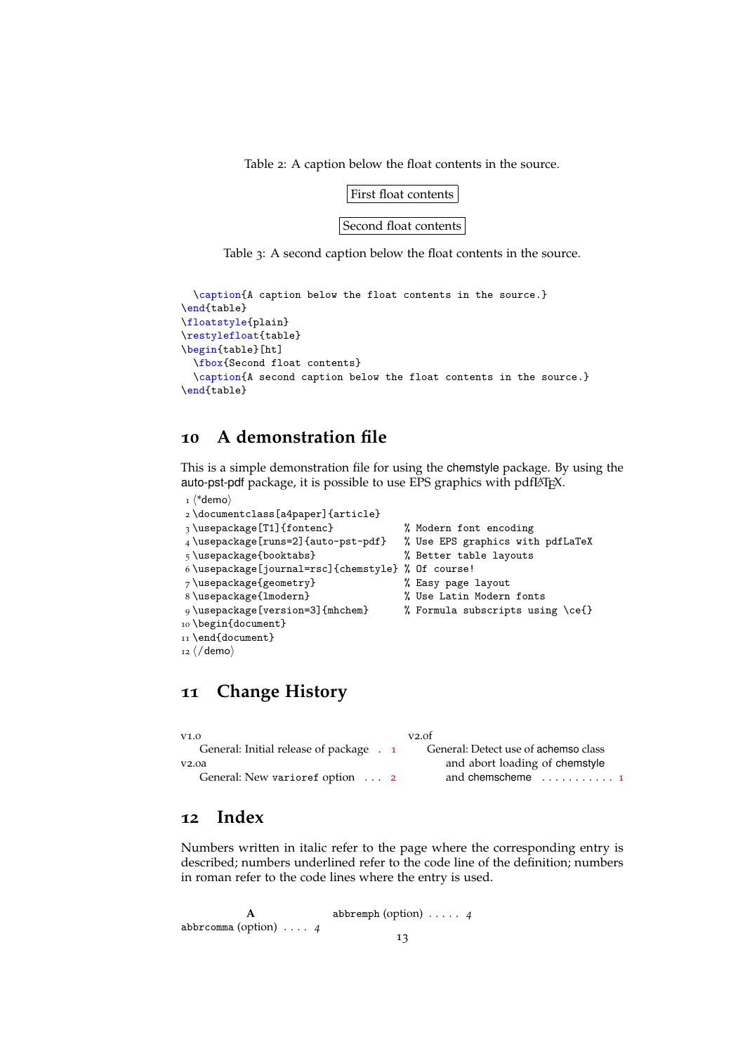Table 2: A caption below the float contents in the source.

First float contents

Second float contents

Table 3: A second caption below the float contents in the source.

```
  \caption{A caption below the float contents in the source.}
\end{table}
\floatstyle{plain}
\restylefloat{table}
\begin{table}[ht]
  \fbox{Second float contents}
  \caption{A second caption below the float contents in the source.}
\end{table}
```

## 10 A demonstration file

This is a simple demonstration file for using the chemstyle package. By using the auto-pst-pdf package, it is possible to use EPS graphics with pdfLaTeX.

```
1 ⟨*demo⟩
2 \documentclass[a4paper]{article}
3 \usepackage[T1]{fontenc}              % Modern font encoding
4 \usepackage[runs=2]{auto-pst-pdf}     % Use EPS graphics with pdfLaTeX
5 \usepackage{booktabs}                 % Better table layouts
6 \usepackage[journal=rsc]{chemstyle}   % Of course!
7 \usepackage{geometry}                 % Easy page layout
8 \usepackage{lmodern}                  % Use Latin Modern fonts
9 \usepackage[version=3]{mhchem}        % Formula subscripts using \ce{}
10 \begin{document}
11 \end{document}
12 ⟨/demo⟩
```

## 11 Change History

v1.0
  General: Initial release of package . . 1

v2.0a
  General: New varioref option . . . 2

v2.0f
  General: Detect use of achemso class and abort loading of chemstyle and chemscheme . . . . . . . . . . . 1

## 12 Index

Numbers written in italic refer to the page where the corresponding entry is described; numbers underlined refer to the code line of the definition; numbers in roman refer to the code lines where the entry is used.

**A**

abbrcomma (option) . . . . *4*

abbremph (option) . . . . . *4*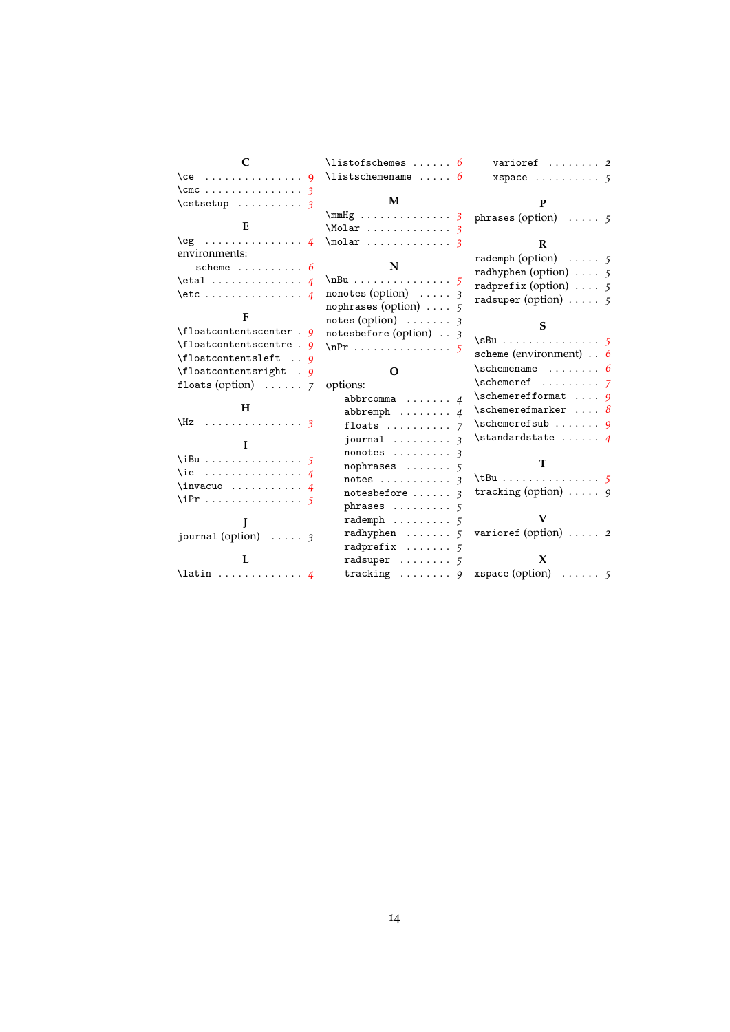### C

\ce . . . . . . . . . . . . . . . 9
\cmc . . . . . . . . . . . . . . . 3
\cstsetup . . . . . . . . . . 3

### E

\eg . . . . . . . . . . . . . . . 4
environments:
  scheme . . . . . . . . . . 6
\etal . . . . . . . . . . . . . . 4
\etc . . . . . . . . . . . . . . . 4

### F

\floatcontentscenter . 9
\floatcontentscentre . 9
\floatcontentsleft . . 9
\floatcontentsright . 9
floats (option) . . . . . . 7

### H

\Hz . . . . . . . . . . . . . . . 3

### I

\iBu . . . . . . . . . . . . . . . 5
\ie . . . . . . . . . . . . . . . 4
\invacuo . . . . . . . . . . . 4
\iPr . . . . . . . . . . . . . . . 5

### J

journal (option) . . . . . 3

### L

\latin . . . . . . . . . . . . . 4
\listofschemes . . . . . . 6
\listschemename . . . . . 6

### M

\mmHg . . . . . . . . . . . . . . 3
\Molar . . . . . . . . . . . . . 3
\molar . . . . . . . . . . . . . 3

### N

\nBu . . . . . . . . . . . . . . . 5
nonotes (option) . . . . . 3
nophrases (option) . . . . 5
notes (option) . . . . . . . 3
notesbefore (option) . . 3
\nPr . . . . . . . . . . . . . . . 5

### O

options:
  abbrcomma . . . . . . . 4
  abbremph . . . . . . . . 4
  floats . . . . . . . . . . 7
  journal . . . . . . . . . 3
  nonotes . . . . . . . . . 3
  nophrases . . . . . . . 5
  notes . . . . . . . . . . . 3
  notesbefore . . . . . . 3
  phrases . . . . . . . . . 5
  rademph . . . . . . . . . 5
  radhyphen . . . . . . . 5
  radprefix . . . . . . . 5
  radsuper . . . . . . . . 5
  tracking . . . . . . . . 9
  varioref . . . . . . . . 2
  xspace . . . . . . . . . . 5

### P

phrases (option) . . . . . 5

### R

rademph (option) . . . . . 5
radhyphen (option) . . . . 5
radprefix (option) . . . . 5
radsuper (option) . . . . . 5

### S

\sBu . . . . . . . . . . . . . . . 5
scheme (environment) . . 6
\schemename . . . . . . . . 6
\schemeref . . . . . . . . . 7
\schemerefformat . . . . 9
\schemerefmarker . . . . 8
\schemerefsub . . . . . . . 9
\standardstate . . . . . . 4

### T

\tBu . . . . . . . . . . . . . . . 5
tracking (option) . . . . . 9

### V

varioref (option) . . . . . 2

### X

xspace (option) . . . . . . 5